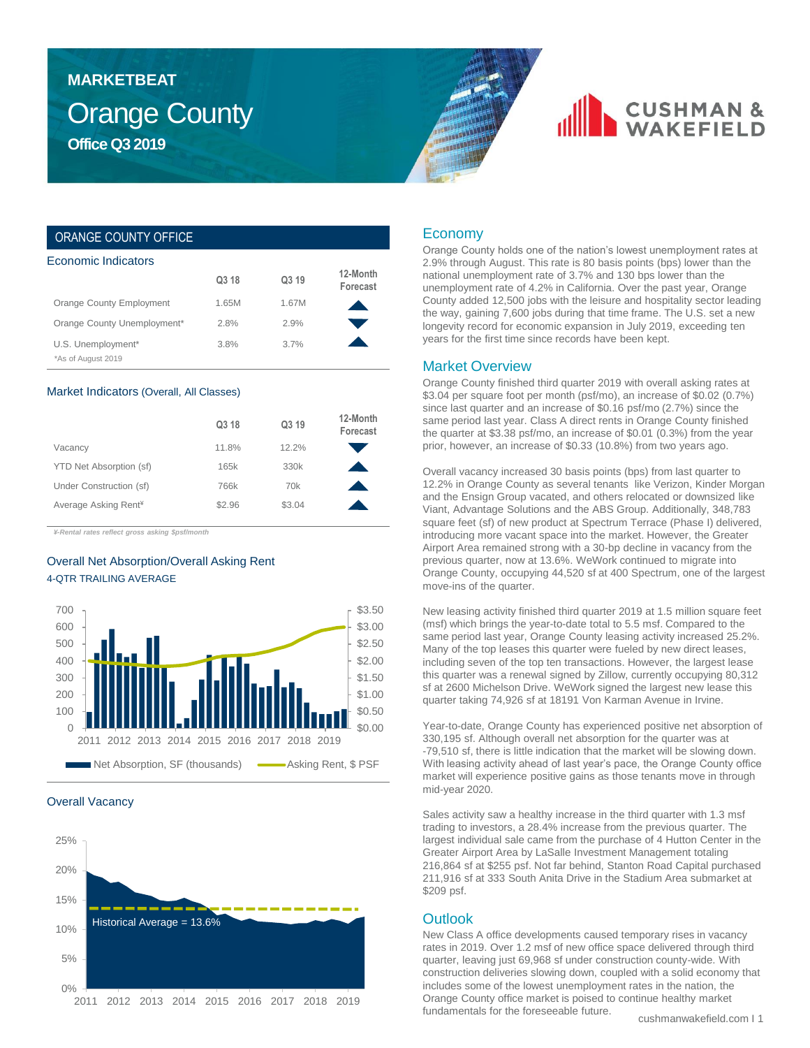# MARKETBEAT

# Orange County

## Office Q3 2019

CUSHMAN & WAKEFIELD

## ORANGE COUNTY OFFICE

### Economic Indicators

| | Q3 18 | Q3 19 | 12-Month Forecast |
|---|---|---|---|
| Orange County Employment | 1.65M | 1.67M | ▲ |
| Orange County Unemployment* | 2.8% | 2.9% | ▼ |
| U.S. Unemployment* | 3.8% | 3.7% | ▲ |

*As of August 2019

### Market Indicators (Overall, All Classes)

| | Q3 18 | Q3 19 | 12-Month Forecast |
|---|---|---|---|
| Vacancy | 11.8% | 12.2% | ▼ |
| YTD Net Absorption (sf) | 165k | 330k | ▲ |
| Under Construction (sf) | 766k | 70k | ▲ |
| Average Asking Rent¥ | $2.96 | $3.04 | ▲ |

*¥-Rental rates reflect gross asking $psf/month*

### Overall Net Absorption/Overall Asking Rent

4-QTR TRAILING AVERAGE

Net Absorption, SF (thousands) — Asking Rent, $ PSF

### Overall Vacancy

Historical Average = 13.6%

## Economy

Orange County holds one of the nation's lowest unemployment rates at 2.9% through August. This rate is 80 basis points (bps) lower than the national unemployment rate of 3.7% and 130 bps lower than the unemployment rate of 4.2% in California. Over the past year, Orange County added 12,500 jobs with the leisure and hospitality sector leading the way, gaining 7,600 jobs during that time frame. The U.S. set a new longevity record for economic expansion in July 2019, exceeding ten years for the first time since records have been kept.

## Market Overview

Orange County finished third quarter 2019 with overall asking rates at $3.04 per square foot per month (psf/mo), an increase of $0.02 (0.7%) since last quarter and an increase of $0.16 psf/mo (2.7%) since the same period last year. Class A direct rents in Orange County finished the quarter at $3.38 psf/mo, an increase of $0.01 (0.3%) from the year prior, however, an increase of $0.33 (10.8%) from two years ago.

Overall vacancy increased 30 basis points (bps) from last quarter to 12.2% in Orange County as several tenants like Verizon, Kinder Morgan and the Ensign Group vacated, and others relocated or downsized like Viant, Advantage Solutions and the ABS Group. Additionally, 348,783 square feet (sf) of new product at Spectrum Terrace (Phase I) delivered, introducing more vacant space into the market. However, the Greater Airport Area remained strong with a 30-bp decline in vacancy from the previous quarter, now at 13.6%. WeWork continued to migrate into Orange County, occupying 44,520 sf at 400 Spectrum, one of the largest move-ins of the quarter.

New leasing activity finished third quarter 2019 at 1.5 million square feet (msf) which brings the year-to-date total to 5.5 msf. Compared to the same period last year, Orange County leasing activity increased 25.2%. Many of the top leases this quarter were fueled by new direct leases, including seven of the top ten transactions. However, the largest lease this quarter was a renewal signed by Zillow, currently occupying 80,312 sf at 2600 Michelson Drive. WeWork signed the largest new lease this quarter taking 74,926 sf at 18191 Von Karman Avenue in Irvine.

Year-to-date, Orange County has experienced positive net absorption of 330,195 sf. Although overall net absorption for the quarter was at -79,510 sf, there is little indication that the market will be slowing down. With leasing activity ahead of last year's pace, the Orange County office market will experience positive gains as those tenants move in through mid-year 2020.

Sales activity saw a healthy increase in the third quarter with 1.3 msf trading to investors, a 28.4% increase from the previous quarter. The largest individual sale came from the purchase of 4 Hutton Center in the Greater Airport Area by LaSalle Investment Management totaling 216,864 sf at $255 psf. Not far behind, Stanton Road Capital purchased 211,916 sf at 333 South Anita Drive in the Stadium Area submarket at $209 psf.

## Outlook

New Class A office developments caused temporary rises in vacancy rates in 2019. Over 1.2 msf of new office space delivered through third quarter, leaving just 69,968 sf under construction county-wide. With construction deliveries slowing down, coupled with a solid economy that includes some of the lowest unemployment rates in the nation, the Orange County office market is poised to continue healthy market fundamentals for the foreseeable future.

cushmanwakefield.com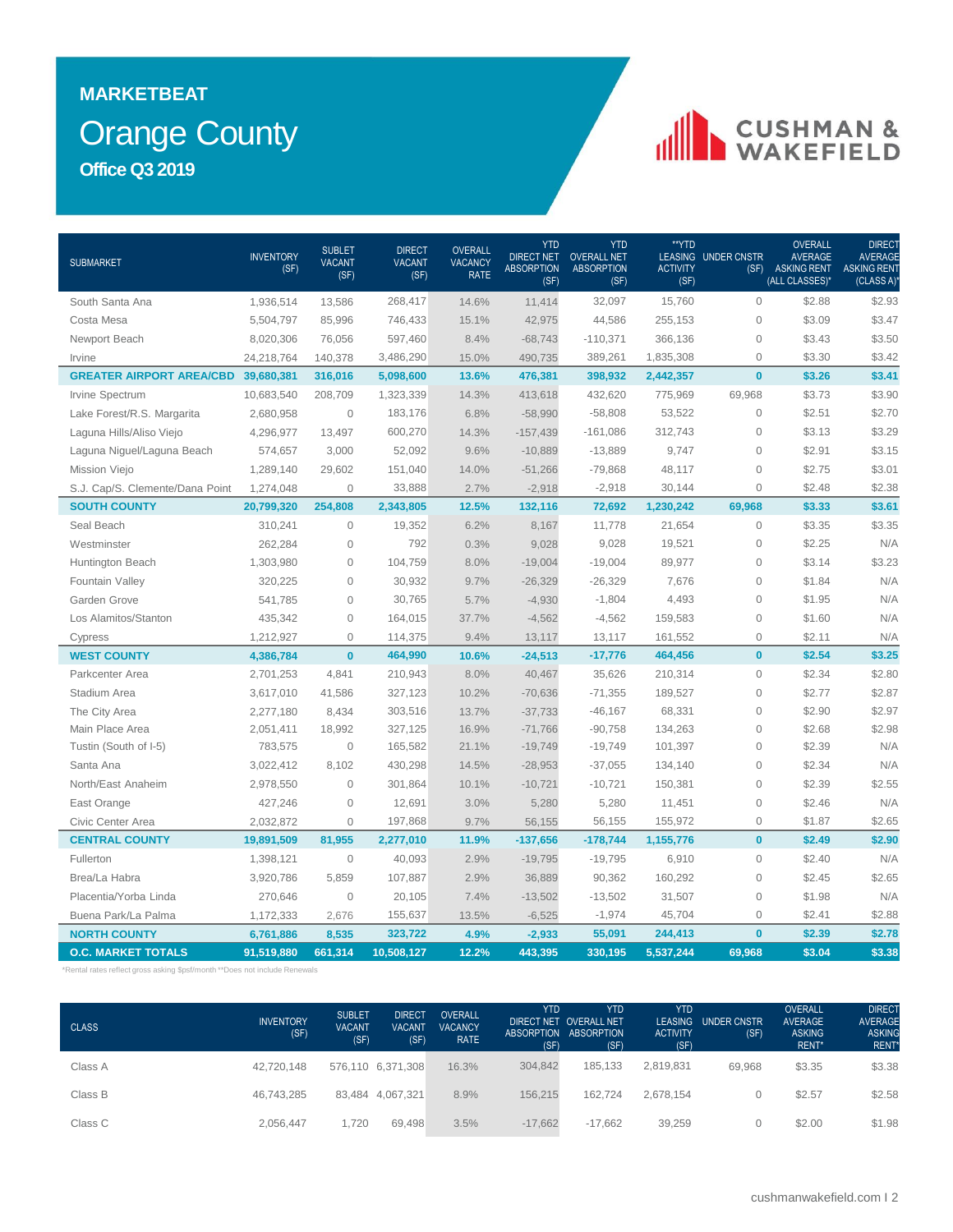# MARKETBEAT

## Orange County

### Office Q3 2019

CUSHMAN & WAKEFIELD

| SUBMARKET | INVENTORY (SF) | SUBLET VACANT (SF) | DIRECT VACANT (SF) | OVERALL VACANCY RATE | YTD DIRECT NET ABSORPTION (SF) | YTD OVERALL NET ABSORPTION (SF) | **YTD LEASING ACTIVITY (SF) | UNDER CNSTR (SF) | OVERALL AVERAGE ASKING RENT (ALL CLASSES)* | DIRECT AVERAGE ASKING RENT (CLASS A)* |
|---|---|---|---|---|---|---|---|---|---|---|
| South Santa Ana | 1,936,514 | 13,586 | 268,417 | 14.6% | 11,414 | 32,097 | 15,760 | 0 | $2.88 | $2.93 |
| Costa Mesa | 5,504,797 | 85,996 | 746,433 | 15.1% | 42,975 | 44,586 | 255,153 | 0 | $3.09 | $3.47 |
| Newport Beach | 8,020,306 | 76,056 | 597,460 | 8.4% | -68,743 | -110,371 | 366,136 | 0 | $3.43 | $3.50 |
| Irvine | 24,218,764 | 140,378 | 3,486,290 | 15.0% | 490,735 | 389,261 | 1,835,308 | 0 | $3.30 | $3.42 |
| **GREATER AIRPORT AREA/CBD** | **39,680,381** | **316,016** | **5,098,600** | **13.6%** | **476,381** | **398,932** | **2,442,357** | **0** | **$3.26** | **$3.41** |
| Irvine Spectrum | 10,683,540 | 208,709 | 1,323,339 | 14.3% | 413,618 | 432,620 | 775,969 | 69,968 | $3.73 | $3.90 |
| Lake Forest/R.S. Margarita | 2,680,958 | 0 | 183,176 | 6.8% | -58,990 | -58,808 | 53,522 | 0 | $2.51 | $2.70 |
| Laguna Hills/Aliso Viejo | 4,296,977 | 13,497 | 600,270 | 14.3% | -157,439 | -161,086 | 312,743 | 0 | $3.13 | $3.29 |
| Laguna Niguel/Laguna Beach | 574,657 | 3,000 | 52,092 | 9.6% | -10,889 | -13,889 | 9,747 | 0 | $2.91 | $3.15 |
| Mission Viejo | 1,289,140 | 29,602 | 151,040 | 14.0% | -51,266 | -79,868 | 48,117 | 0 | $2.75 | $3.01 |
| S.J. Cap/S. Clemente/Dana Point | 1,274,048 | 0 | 33,888 | 2.7% | -2,918 | -2,918 | 30,144 | 0 | $2.48 | $2.38 |
| **SOUTH COUNTY** | **20,799,320** | **254,808** | **2,343,805** | **12.5%** | **132,116** | **72,692** | **1,230,242** | **69,968** | **$3.33** | **$3.61** |
| Seal Beach | 310,241 | 0 | 19,352 | 6.2% | 8,167 | 11,778 | 21,654 | 0 | $3.35 | $3.35 |
| Westminster | 262,284 | 0 | 792 | 0.3% | 9,028 | 9,028 | 19,521 | 0 | $2.25 | N/A |
| Huntington Beach | 1,303,980 | 0 | 104,759 | 8.0% | -19,004 | -19,004 | 89,977 | 0 | $3.14 | $3.23 |
| Fountain Valley | 320,225 | 0 | 30,932 | 9.7% | -26,329 | -26,329 | 7,676 | 0 | $1.84 | N/A |
| Garden Grove | 541,785 | 0 | 30,765 | 5.7% | -4,930 | -1,804 | 4,493 | 0 | $1.95 | N/A |
| Los Alamitos/Stanton | 435,342 | 0 | 164,015 | 37.7% | -4,562 | -4,562 | 159,583 | 0 | $1.60 | N/A |
| Cypress | 1,212,927 | 0 | 114,375 | 9.4% | 13,117 | 13,117 | 161,552 | 0 | $2.11 | N/A |
| **WEST COUNTY** | **4,386,784** | **0** | **464,990** | **10.6%** | **-24,513** | **-17,776** | **464,456** | **0** | **$2.54** | **$3.25** |
| Parkcenter Area | 2,701,253 | 4,841 | 210,943 | 8.0% | 40,467 | 35,626 | 210,314 | 0 | $2.34 | $2.80 |
| Stadium Area | 3,617,010 | 41,586 | 327,123 | 10.2% | -70,636 | -71,355 | 189,527 | 0 | $2.77 | $2.87 |
| The City Area | 2,277,180 | 8,434 | 303,516 | 13.7% | -37,733 | -46,167 | 68,331 | 0 | $2.90 | $2.97 |
| Main Place Area | 2,051,411 | 18,992 | 327,125 | 16.9% | -71,766 | -90,758 | 134,263 | 0 | $2.68 | $2.98 |
| Tustin (South of I-5) | 783,575 | 0 | 165,582 | 21.1% | -19,749 | -19,749 | 101,397 | 0 | $2.39 | N/A |
| Santa Ana | 3,022,412 | 8,102 | 430,298 | 14.5% | -28,953 | -37,055 | 134,140 | 0 | $2.34 | N/A |
| North/East Anaheim | 2,978,550 | 0 | 301,864 | 10.1% | -10,721 | -10,721 | 150,381 | 0 | $2.39 | $2.55 |
| East Orange | 427,246 | 0 | 12,691 | 3.0% | 5,280 | 5,280 | 11,451 | 0 | $2.46 | N/A |
| Civic Center Area | 2,032,872 | 0 | 197,868 | 9.7% | 56,155 | 56,155 | 155,972 | 0 | $1.87 | $2.65 |
| **CENTRAL COUNTY** | **19,891,509** | **81,955** | **2,277,010** | **11.9%** | **-137,656** | **-178,744** | **1,155,776** | **0** | **$2.49** | **$2.90** |
| Fullerton | 1,398,121 | 0 | 40,093 | 2.9% | -19,795 | -19,795 | 6,910 | 0 | $2.40 | N/A |
| Brea/La Habra | 3,920,786 | 5,859 | 107,887 | 2.9% | 36,889 | 90,362 | 160,292 | 0 | $2.45 | $2.65 |
| Placentia/Yorba Linda | 270,646 | 0 | 20,105 | 7.4% | -13,502 | -13,502 | 31,507 | 0 | $1.98 | N/A |
| Buena Park/La Palma | 1,172,333 | 2,676 | 155,637 | 13.5% | -6,525 | -1,974 | 45,704 | 0 | $2.41 | $2.88 |
| **NORTH COUNTY** | **6,761,886** | **8,535** | **323,722** | **4.9%** | **-2,933** | **55,091** | **244,413** | **0** | **$2.39** | **$2.78** |
| **O.C. MARKET TOTALS** | **91,519,880** | **661,314** | **10,508,127** | **12.2%** | **443,395** | **330,195** | **5,537,244** | **69,968** | **$3.04** | **$3.38** |

*Rental rates reflect gross asking $psf/month **Does not include Renewals

| CLASS | INVENTORY (SF) | SUBLET VACANT (SF) | DIRECT VACANT (SF) | OVERALL VACANCY RATE | YTD DIRECT NET ABSORPTION (SF) | YTD OVERALL NET ABSORPTION (SF) | YTD LEASING ACTIVITY (SF) | UNDER CNSTR (SF) | OVERALL AVERAGE ASKING RENT* | DIRECT AVERAGE ASKING RENT* |
|---|---|---|---|---|---|---|---|---|---|---|
| Class A | 42,720,148 | 576,110 | 6,371,308 | 16.3% | 304,842 | 185,133 | 2,819,831 | 69,968 | $3.35 | $3.38 |
| Class B | 46,743,285 | 83,484 | 4,067,321 | 8.9% | 156,215 | 162,724 | 2,678,154 | 0 | $2.57 | $2.58 |
| Class C | 2,056,447 | 1,720 | 69,498 | 3.5% | -17,662 | -17,662 | 39,259 | 0 | $2.00 | $1.98 |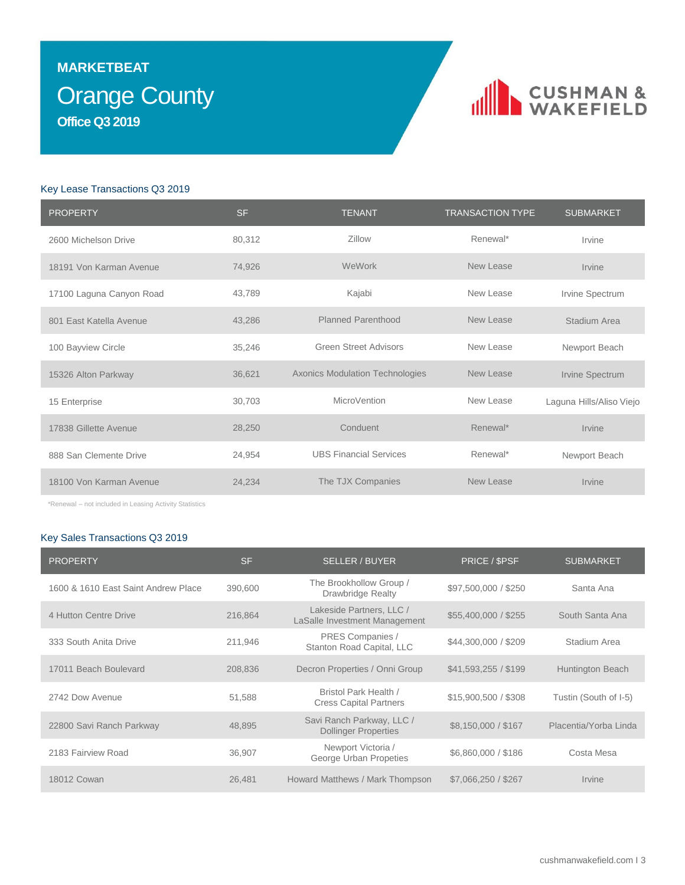# MARKETBEAT

## Orange County

### Office Q3 2019

CUSHMAN & WAKEFIELD

### Key Lease Transactions Q3 2019

| PROPERTY | SF | TENANT | TRANSACTION TYPE | SUBMARKET |
|---|---|---|---|---|
| 2600 Michelson Drive | 80,312 | Zillow | Renewal* | Irvine |
| 18191 Von Karman Avenue | 74,926 | WeWork | New Lease | Irvine |
| 17100 Laguna Canyon Road | 43,789 | Kajabi | New Lease | Irvine Spectrum |
| 801 East Katella Avenue | 43,286 | Planned Parenthood | New Lease | Stadium Area |
| 100 Bayview Circle | 35,246 | Green Street Advisors | New Lease | Newport Beach |
| 15326 Alton Parkway | 36,621 | Axonics Modulation Technologies | New Lease | Irvine Spectrum |
| 15 Enterprise | 30,703 | MicroVention | New Lease | Laguna Hills/Aliso Viejo |
| 17838 Gillette Avenue | 28,250 | Conduent | Renewal* | Irvine |
| 888 San Clemente Drive | 24,954 | UBS Financial Services | Renewal* | Newport Beach |
| 18100 Von Karman Avenue | 24,234 | The TJX Companies | New Lease | Irvine |

*Renewal – not included in Leasing Activity Statistics

### Key Sales Transactions Q3 2019

| PROPERTY | SF | SELLER / BUYER | PRICE / $PSF | SUBMARKET |
|---|---|---|---|---|
| 1600 & 1610 East Saint Andrew Place | 390,600 | The Brookhollow Group / Drawbridge Realty | $97,500,000 / $250 | Santa Ana |
| 4 Hutton Centre Drive | 216,864 | Lakeside Partners, LLC / LaSalle Investment Management | $55,400,000 / $255 | South Santa Ana |
| 333 South Anita Drive | 211,946 | PRES Companies / Stanton Road Capital, LLC | $44,300,000 / $209 | Stadium Area |
| 17011 Beach Boulevard | 208,836 | Decron Properties / Onni Group | $41,593,255 / $199 | Huntington Beach |
| 2742 Dow Avenue | 51,588 | Bristol Park Health / Cress Capital Partners | $15,900,500 / $308 | Tustin (South of I-5) |
| 22800 Savi Ranch Parkway | 48,895 | Savi Ranch Parkway, LLC / Dollinger Properties | $8,150,000 / $167 | Placentia/Yorba Linda |
| 2183 Fairview Road | 36,907 | Newport Victoria / George Urban Propeties | $6,860,000 / $186 | Costa Mesa |
| 18012 Cowan | 26,481 | Howard Matthews / Mark Thompson | $7,066,250 / $267 | Irvine |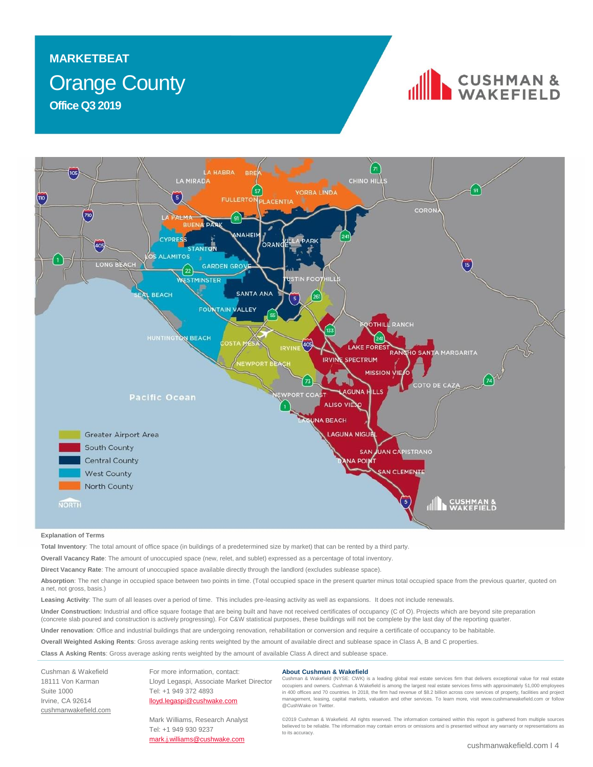# MARKETBEAT

## Orange County

### Office Q3 2019

LA HABRA
BREA
LA MIRADA
YORBA LINDA
CHINO HILLS
FULLERTON
PLACENTIA
CORONA
LA PALMA
BUENA PARK
ANAHEIM
CYPRESS
ORANGE
VILLA PARK
STANTON
LOS ALAMITOS
LONG BEACH
GARDEN GROVE
WESTMINSTER
TUSTIN FOOTHILLS
SEAL BEACH
SANTA ANA
FOUNTAIN VALLEY
FOOTHILL RANCH
HUNTINGTON BEACH
COSTA MESA
IRVINE
LAKE FOREST
RANCHO SANTA MARGARITA
NEWPORT BEACH
IRVINE SPECTRUM
MISSION VIEJO
COTO DE CAZA
NEWPORT COAST
LAGUNA HILLS
ALISO VIEJO
Pacific Ocean
LAGUNA BEACH
LAGUNA NIGUEL
SAN JUAN CAPISTRANO
DANA POINT
SAN CLEMENTE

Greater Airport Area
South County
Central County
West County
North County

NORTH

**Explanation of Terms**

**Total Inventory**: The total amount of office space (in buildings of a predetermined size by market) that can be rented by a third party.

**Overall Vacancy Rate**: The amount of unoccupied space (new, relet, and sublet) expressed as a percentage of total inventory.

**Direct Vacancy Rate**: The amount of unoccupied space available directly through the landlord (excludes sublease space).

**Absorption**: The net change in occupied space between two points in time. (Total occupied space in the present quarter minus total occupied space from the previous quarter, quoted on a net, not gross, basis.)

**Leasing Activity**: The sum of all leases over a period of time. This includes pre-leasing activity as well as expansions. It does not include renewals.

**Under Construction:** Industrial and office square footage that are being built and have not received certificates of occupancy (C of O). Projects which are beyond site preparation (concrete slab poured and construction is actively progressing). For C&W statistical purposes, these buildings will not be complete by the last day of the reporting quarter.

**Under renovation**: Office and industrial buildings that are undergoing renovation, rehabilitation or conversion and require a certificate of occupancy to be habitable.

**Overall Weighted Asking Rents**: Gross average asking rents weighted by the amount of available direct and sublease space in Class A, B and C properties.

**Class A Asking Rents**: Gross average asking rents weighted by the amount of available Class A direct and sublease space.

Cushman & Wakefield
18111 Von Karman
Suite 1000
Irvine, CA 92614
cushmanwakefield.com

For more information, contact:
Lloyd Legaspi, Associate Market Director
Tel: +1 949 372 4893
lloyd.legaspi@cushwake.com

Mark Williams, Research Analyst
Tel: +1 949 930 9237
mark.j.williams@cushwake.com

**About Cushman & Wakefield**

Cushman & Wakefield (NYSE: CWK) is a leading global real estate services firm that delivers exceptional value for real estate occupiers and owners. Cushman & Wakefield is among the largest real estate services firms with approximately 51,000 employees in 400 offices and 70 countries. In 2018, the firm had revenue of $8.2 billion across core services of property, facilities and project management, leasing, capital markets, valuation and other services. To learn more, visit www.cushmanwakefield.com or follow @CushWake on Twitter.

©2019 Cushman & Wakefield. All rights reserved. The information contained within this report is gathered from multiple sources believed to be reliable. The information may contain errors or omissions and is presented without any warranty or representations as to its accuracy.